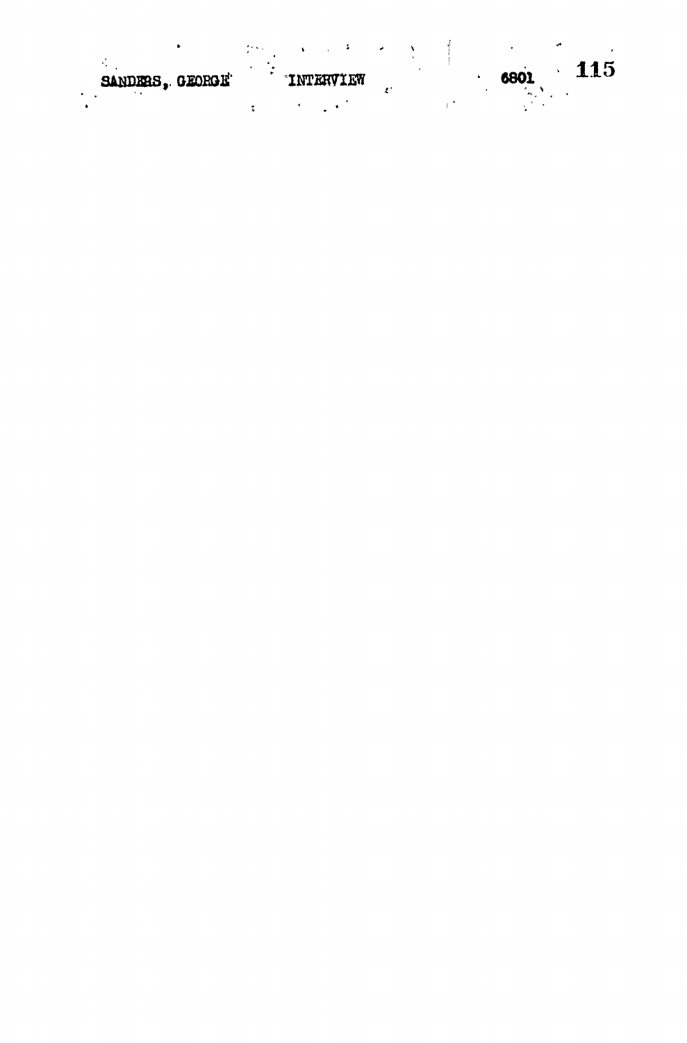SANDERS, GEORGE INTERVIEW 6801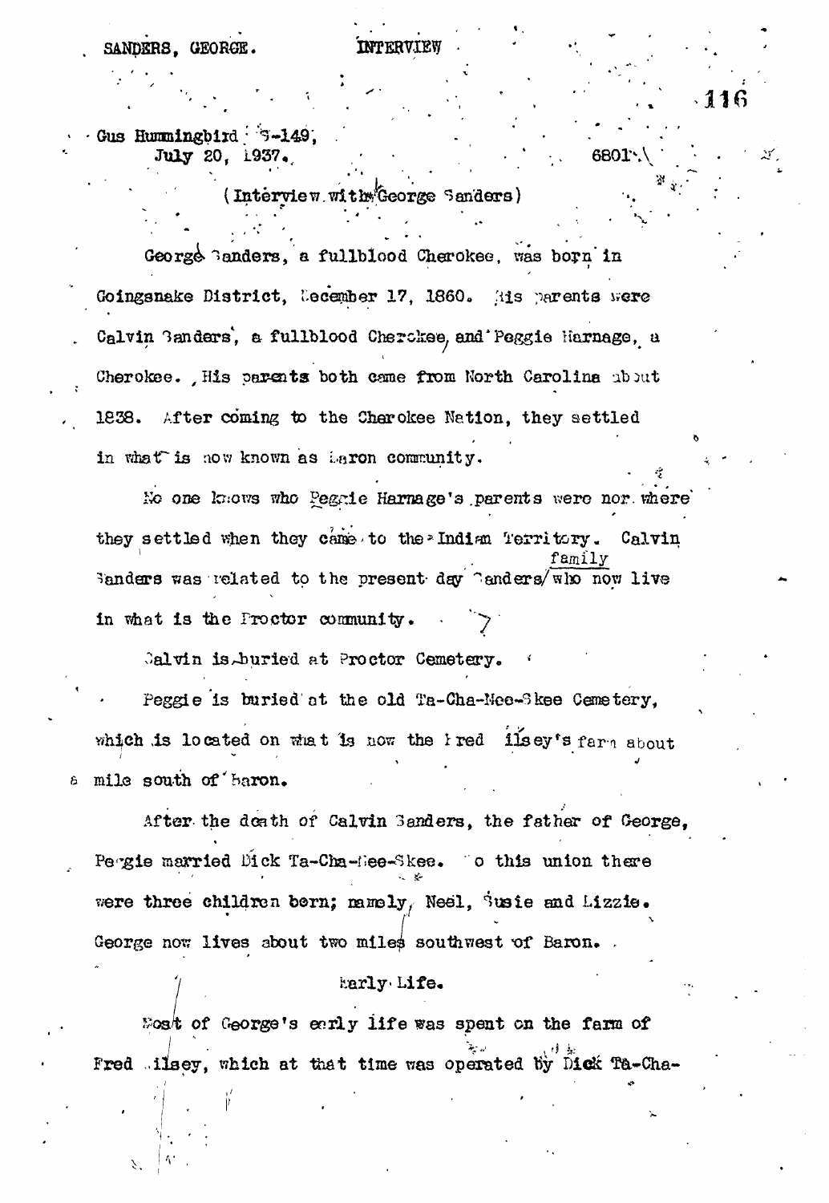SANDERS, GEORGE. INTERVIEW

Gus Hummingbird S-149,
July 20, 1937.

6801

(Interview with George Sanders)

George Sanders, a fullblood Cherokee, was born in Goingsnake District, December 17, 1860. His parents were Calvin Sanders, a fullblood Cherokee, and Peggie Harnage, a Cherokee. His parents both came from North Carolina about 1838. After coming to the Cherokee Nation, they settled in what is now known as Baron community.

No one knows who Peggie Harnage's parents were nor where they settled when they came to the Indian Territory. Calvin Sanders was related to the present day Sanders family who now live in what is the Proctor community.

Calvin is buried at Proctor Cemetery.

Peggie is buried at the old Ta-Cha-Nee-Skee Cemetery, which is located on what is now the Fred Ilsey's farm about a mile south of Baron.

After the death of Calvin Sanders, the father of George, Peggie married Dick Ta-Cha-Nee-Skee. To this union there were three children born; namely, Neel, Susie and Lizzie. George now lives about two miles southwest of Baron.

## Early Life.

Most of George's early life was spent on the farm of Fred Ilsey, which at that time was operated by Dick Ta-Cha-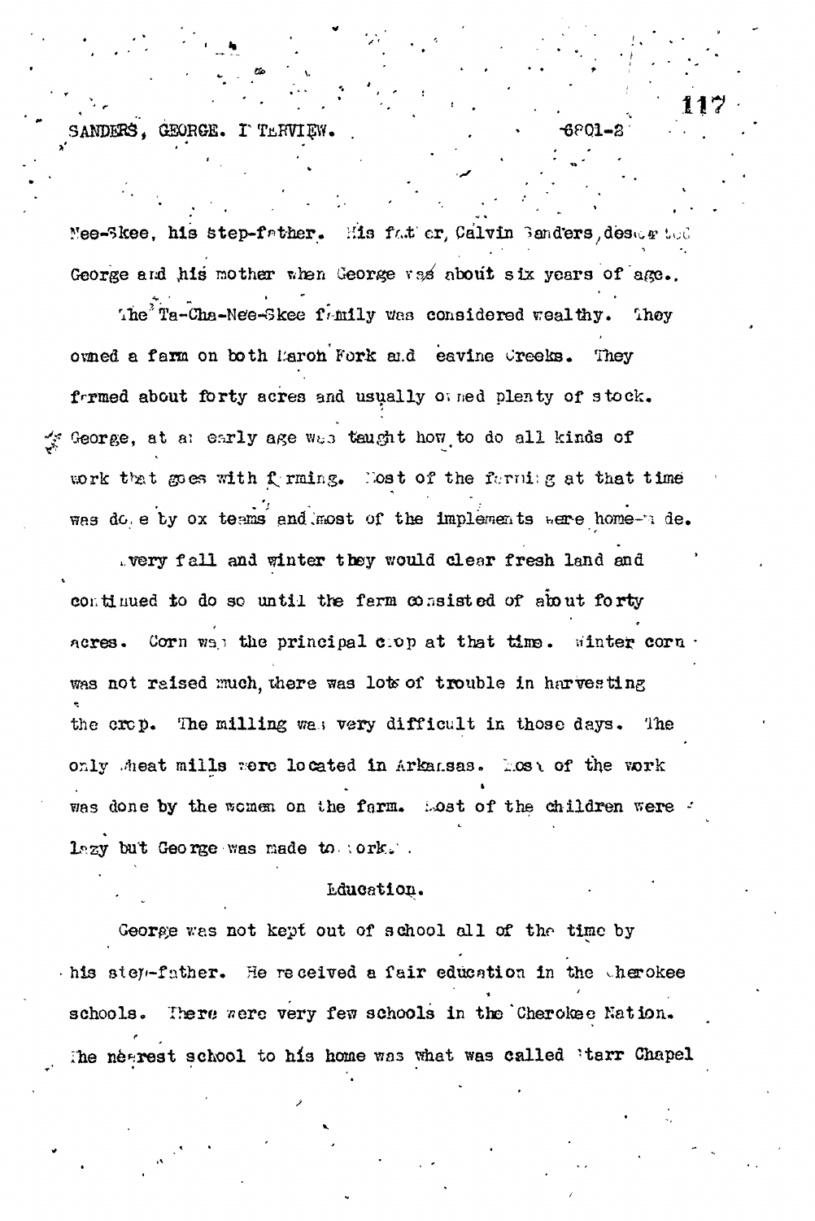Nee-Skee, his step-father. His father, Calvin Sanders, deserted George and his mother when George was about six years of age.

The Ta-Cha-Nee-Skee family was considered wealthy. They owned a farm on both Baron Fork and eavine Creeks. They farmed about forty acres and usually owned plenty of stock. George, at an early age was taught how to do all kinds of work that goes with farming. Most of the farming at that time was done by ox teams and most of the implements were home-made.

Every fall and winter they would clear fresh land and continued to do so until the farm consisted of about forty acres. Corn was the principal crop at that time. Winter corn was not raised much, there was lots of trouble in harvesting the crop. The milling was very difficult in those days. The only wheat mills were located in Arkansas. Most of the work was done by the women on the farm. Most of the children were lazy but George was made to work.

## Education.

George was not kept out of school all of the time by his step-father. He received a fair education in the Cherokee schools. There were very few schools in the Cherokee Nation. The nearest school to his home was what was called Starr Chapel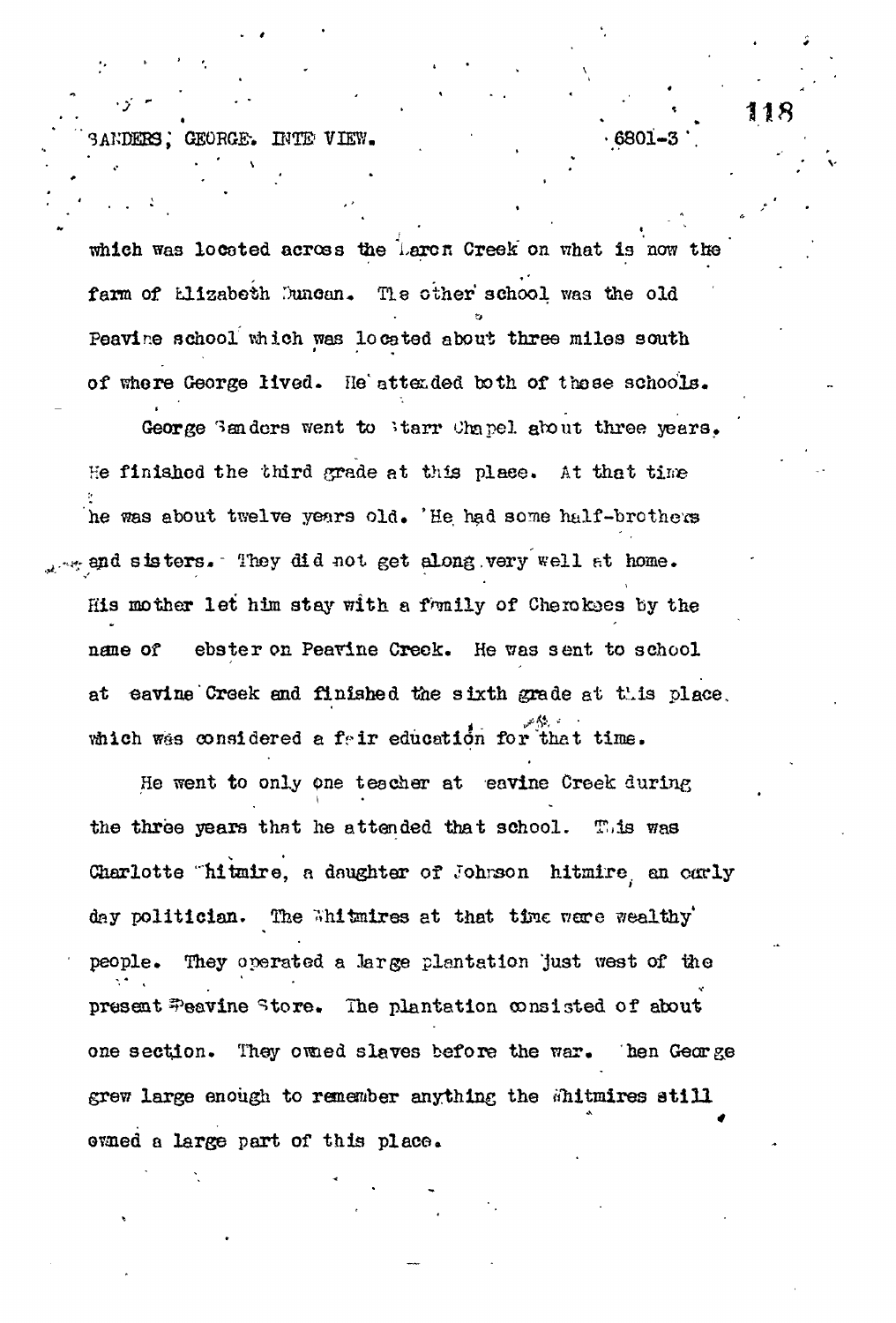which was located across the Laron Creek on what is now the farm of Elizabeth Duncan. The other school was the old Peavine school which was located about three miles south of where George lived. He attended both of these schools.

George Sanders went to Starr Chapel about three years. He finished the third grade at this place. At that time he was about twelve years old. He had some half-brothers and sisters. They did not get along very well at home. His mother let him stay with a family of Cherokees by the name of ebster on Peavine Creek. He was sent to school at eavine Creek and finished the sixth grade at this place, which was considered a fair education for that time.

He went to only one teacher at eavine Creek during the three years that he attended that school. This was Charlotte hitmire, a daughter of Johnson hitmire, an early day politician. The Whitmires at that time were wealthy people. They operated a large plantation just west of the present Peavine Store. The plantation consisted of about one section. They owned slaves before the war. hen George grew large enough to remember anything the Whitmires still owned a large part of this place.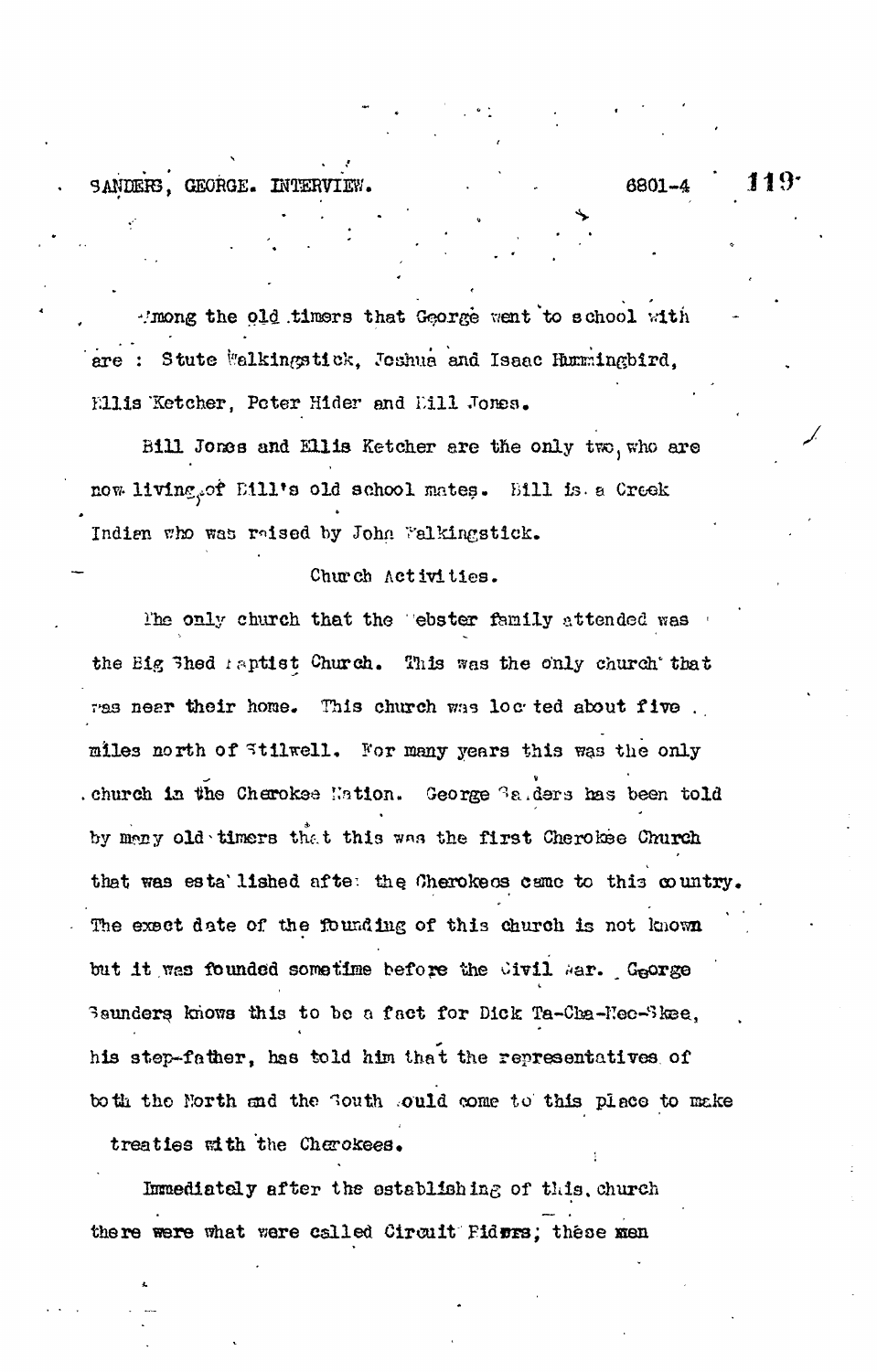Among the old timers that George went to school with are : Stute Walkingstick, Joshua and Isaac Hummingbird, Ellis Ketcher, Peter Hider and Bill Jones.

Bill Jones and Ellis Ketcher are the only two, who are now living, of Bill's old school mates. Bill is a Creek Indian who was raised by John Walkingstick.

## Church Activities.

The only church that the Webster family attended was the Big Shed Baptist Church. This was the only church that was near their home. This church was located about five miles north of Stilwell. For many years this was the only church in the Cherokee Nation. George Sanders has been told by many old timers that this was the first Cherokee Church that was established after the Cherokees came to this country. The exact date of the founding of this church is not known but it was founded sometime before the Civil War. George Saunders knows this to be a fact for Dick Ta-Cha-Nee-Skee, his step-father, has told him that the representatives of both the North and the South would come to this place to make treaties with the Cherokees.

Immediately after the establishing of this church there were what were called Circuit Riders; these men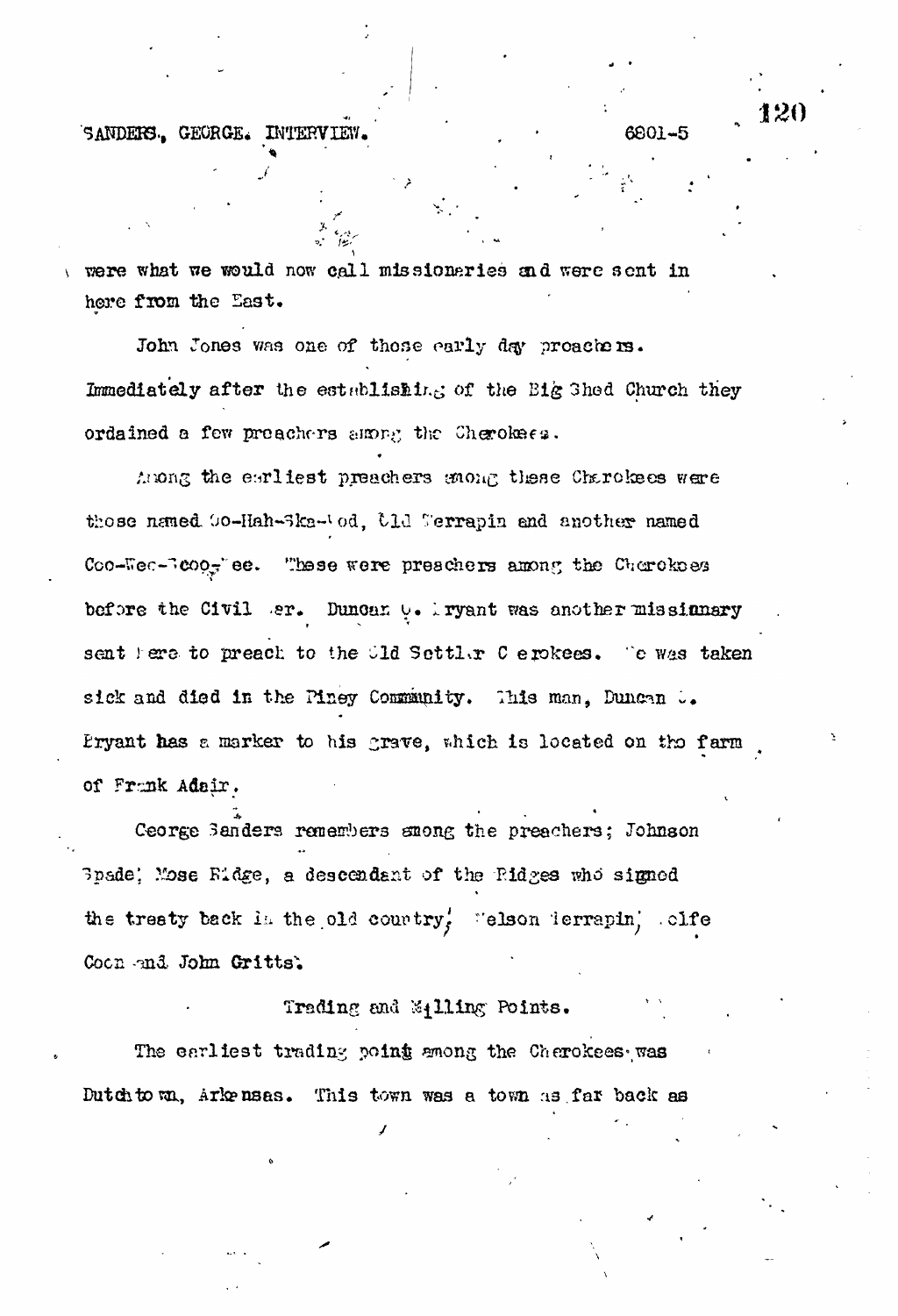were what we would now call missionaries and were sent in here from the East.

John Jones was one of those early day preachers. Immediately after the establishing of the Big Shed Church they ordained a few preachers among the Cherokees.

Among the earliest preachers among these Cherokees were those named Go-Hah-Ska-Tod, Old Terrapin and another named Coo-Wee-Scoo-Wee. These were preachers among the Cherokees before the Civil War. Duncan O. Bryant was another missionary sent here to preach to the Old Settler Cherokees. He was taken sick and died in the Piney Community. This man, Duncan O. Bryant has a marker to his grave, which is located on the farm of Frank Adair.

George Sanders remembers among the preachers; Johnson Spade; Mose Ridge, a descendant of the Ridges who signed the treaty back in the old country; Nelson Terrapin; Wolfe Coon and John Gritts.

Trading and Milling Points.

The earliest trading point among the Cherokees was Dutchtown, Arkansas. This town was a town as far back as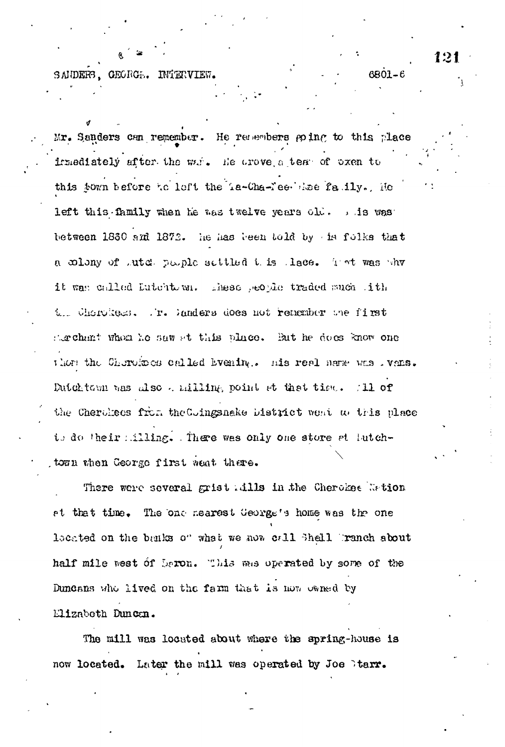Mr. Sanders can remember. He remembers going to this place immediately after the war. He drove a team of oxen to this town before he left the Ta-Cha-Tee-Chee family. He left this family when he was twelve years old. This was between 1860 and 1872. He has been told by his folks that a colony of Dutch people settled this place. That was why it was called Dutchtown. These people traded much with the Cherokees. Mr. Sanders does not remember the first merchant whom he saw at this place. But he does know one whom the Cherokees called Evening. His real name was Evans. Dutchtown was also a milling point at that time. All of the Cherokees from the Goingsnake District went to this place to do their milling. There was only one store at Dutchtown when George first went there.

There were several grist mills in the Cherokee Nation at that time. The one nearest George's home was the one located on the banks of what we now call Shell Branch about half mile west of Baron. This was operated by some of the Duncans who lived on the farm that is now owned by Elizabeth Duncan.

The mill was located about where the spring-house is now located. Later the mill was operated by Joe Starr.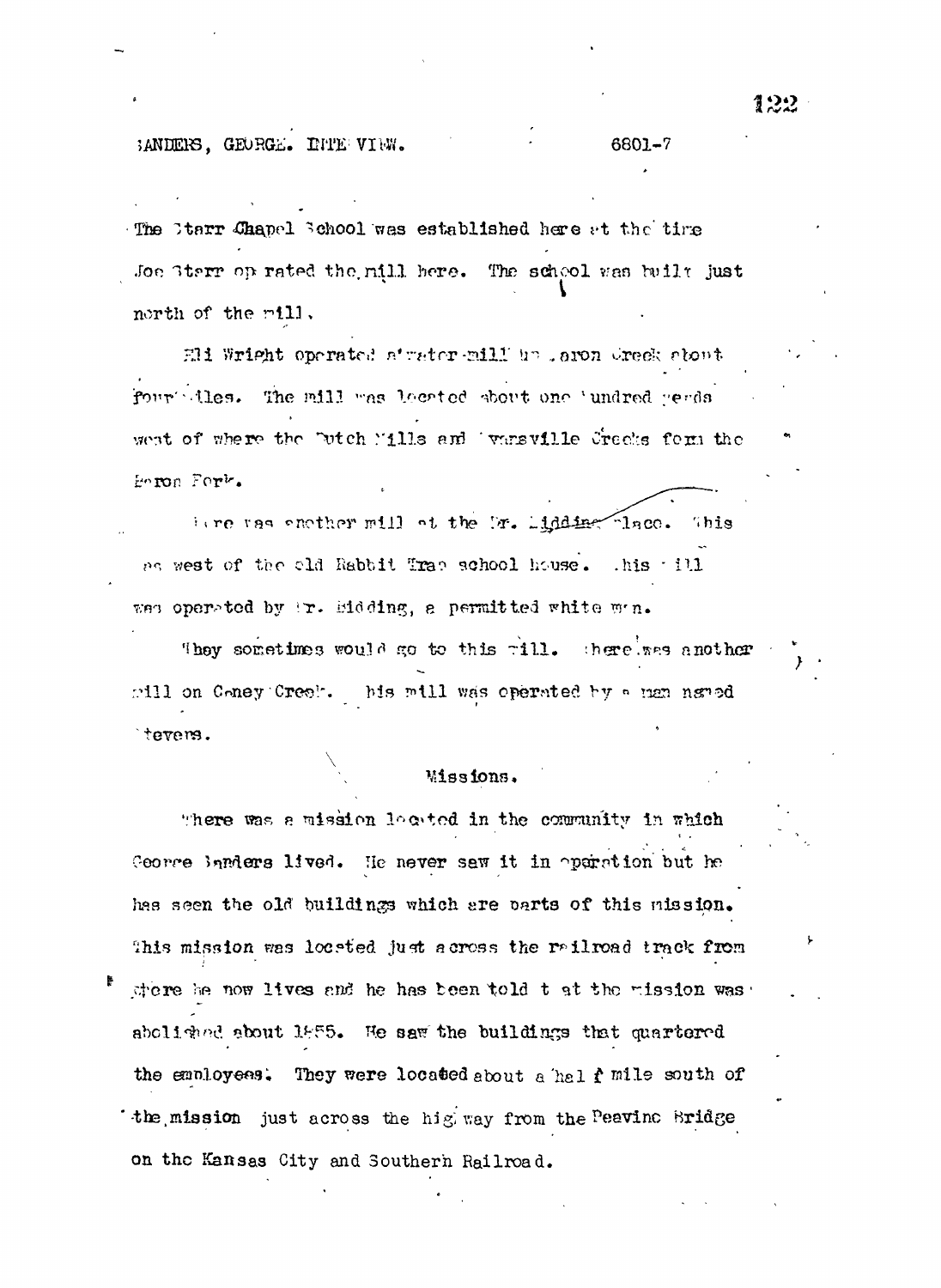The Starr Chapel School was established here at the time Joe Starr operated the mill here. The school was built just north of the mill.

Eli Wright operated a water mill on Baron Creek about four miles. The mill was located about one hundred yards west of where the Dutch Mills and Evansville Creeks form the Baron Fork.

There was another mill at the Mr. Bidding place. This was west of the old Rabbit Trap school house. This mill was operated by Mr. Bidding, a permitted white man.

They sometimes would go to this mill. There was another mill on Coney Creek. This mill was operated by a man named Stevens.

## Missions.

There was a mission located in the community in which George Sanders lived. He never saw it in operation but he has seen the old buildings which are parts of this mission. This mission was located just across the railroad track from where he now lives and he has been told that the mission was abolished about 1855. He saw the buildings that quartered the employees. They were located about a half mile south of the mission just across the highway from the Peavine Bridge on the Kansas City and Southern Railroad.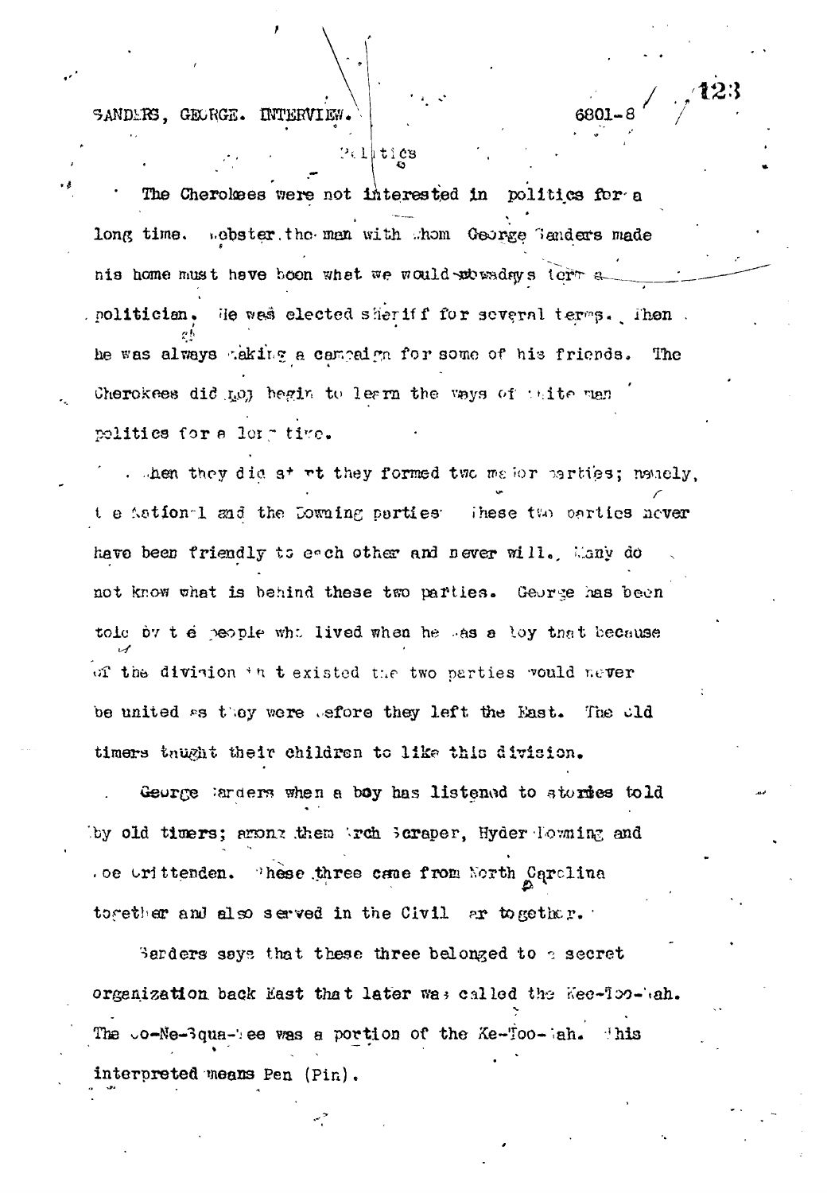## Politics

The Cherokees were not interested in politics for a long time. Webster, the man with whom George Sanders made his home must have been what we would nowadays term a politician. He was elected sheriff for several terms. Then he was always making a campaign for some of his friends. The Cherokees did not begin to learn the ways of white man politics for a long time.

When they did start they formed two major parties; namely, the National and the Downing parties. These two parties never have been friendly to each other and never will. Many do not know what is behind these two parties. George has been told by the people who lived when he was a boy that because of the division that existed the two parties would never be united as they were before they left the East. The old timers taught their children to like this division.

George Sanders when a boy has listened to stories told by old timers; among them Arch Scraper, Hyder Downing and Joe Crittenden. These three came from North Carolina together and also served in the Civil War together.

Sanders says that these three belonged to a secret organization back East that later was called the Kee-Too-Wah. The Go-Ne-Squa-Wee was a portion of the Ke-Too-Wah. This interpreted means Pen (Pin).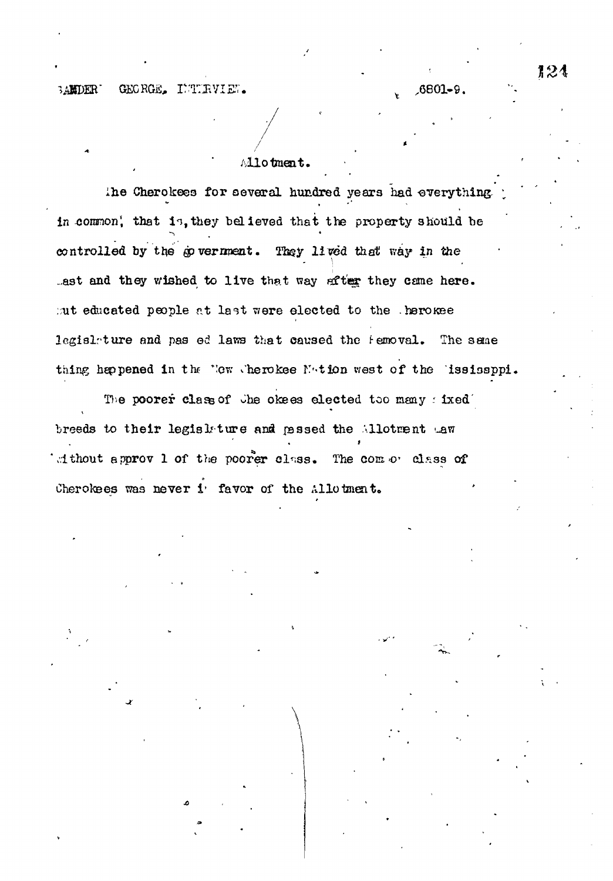## Allotment.

The Cherokees for several hundred years had everything in common, that is, they believed that the property should be controlled by the government. They lived that way in the East and they wished to live that way after they came here. But educated people at last were elected to the Cherokee legislature and passed laws that caused the Removal. The same thing happened in the New Cherokee Nation west of the Mississippi.

The poorer class of Cherokees elected too many mixed breeds to their legislature and passed the Allotment Law without approval of the poorer class. The common class of Cherokees was never in favor of the Allotment.